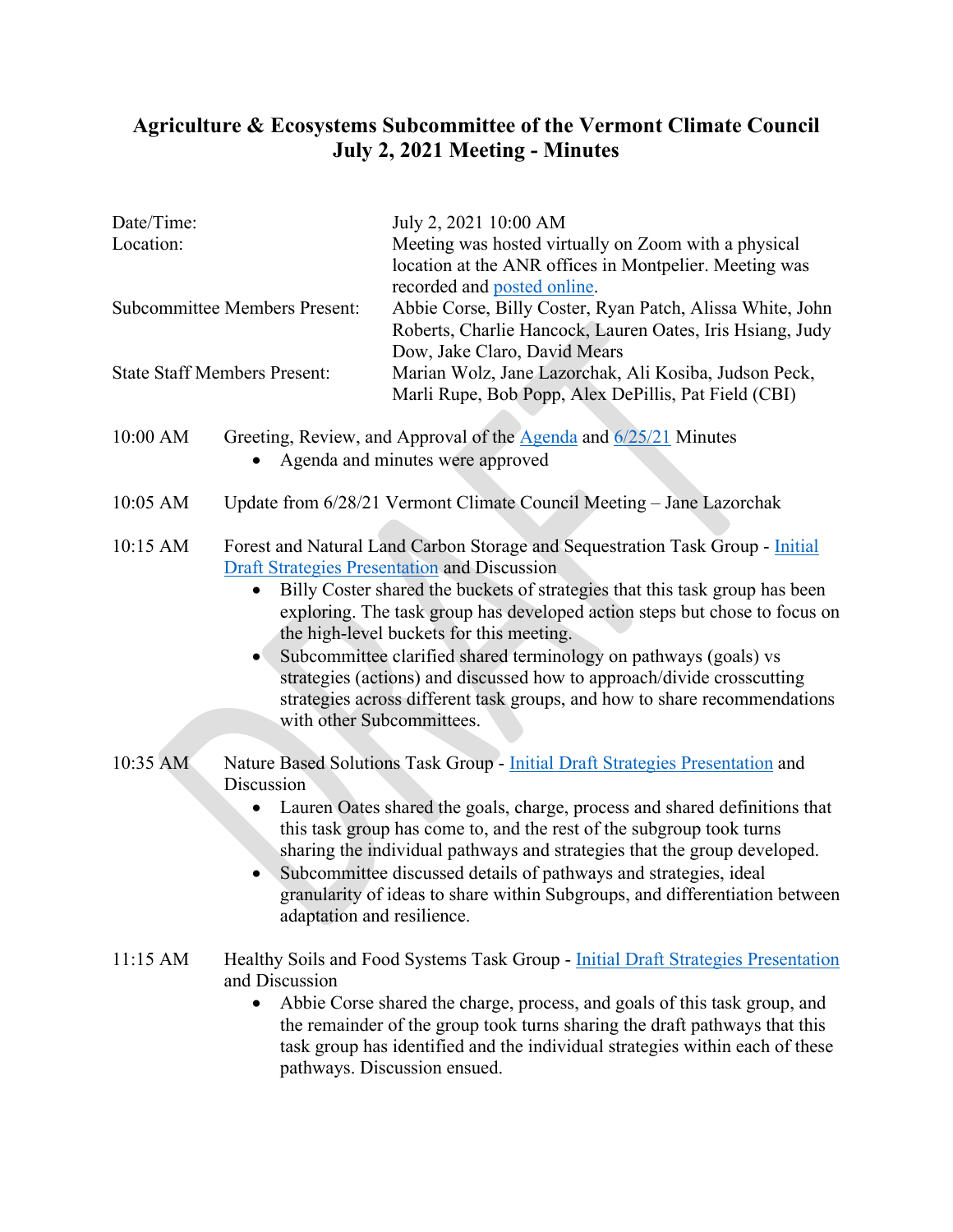# Agriculture & Ecosystems Subcommittee of the Vermont Climate Council
# July 2, 2021 Meeting - Minutes

| | |
|---|---|
| Date/Time: | July 2, 2021 10:00 AM |
| Location: | Meeting was hosted virtually on Zoom with a physical location at the ANR offices in Montpelier. Meeting was recorded and posted online. |
| Subcommittee Members Present: | Abbie Corse, Billy Coster, Ryan Patch, Alissa White, John Roberts, Charlie Hancock, Lauren Oates, Iris Hsiang, Judy Dow, Jake Claro, David Mears |
| State Staff Members Present: | Marian Wolz, Jane Lazorchak, Ali Kosiba, Judson Peck, Marli Rupe, Bob Popp, Alex DePillis, Pat Field (CBI) |

**10:00 AM** Greeting, Review, and Approval of the Agenda and 6/25/21 Minutes

- Agenda and minutes were approved

**10:05 AM** Update from 6/28/21 Vermont Climate Council Meeting – Jane Lazorchak

**10:15 AM** Forest and Natural Land Carbon Storage and Sequestration Task Group - Initial Draft Strategies Presentation and Discussion

- Billy Coster shared the buckets of strategies that this task group has been exploring. The task group has developed action steps but chose to focus on the high-level buckets for this meeting.
- Subcommittee clarified shared terminology on pathways (goals) vs strategies (actions) and discussed how to approach/divide crosscutting strategies across different task groups, and how to share recommendations with other Subcommittees.

**10:35 AM** Nature Based Solutions Task Group - Initial Draft Strategies Presentation and Discussion

- Lauren Oates shared the goals, charge, process and shared definitions that this task group has come to, and the rest of the subgroup took turns sharing the individual pathways and strategies that the group developed.
- Subcommittee discussed details of pathways and strategies, ideal granularity of ideas to share within Subgroups, and differentiation between adaptation and resilience.

**11:15 AM** Healthy Soils and Food Systems Task Group - Initial Draft Strategies Presentation and Discussion

- Abbie Corse shared the charge, process, and goals of this task group, and the remainder of the group took turns sharing the draft pathways that this task group has identified and the individual strategies within each of these pathways. Discussion ensued.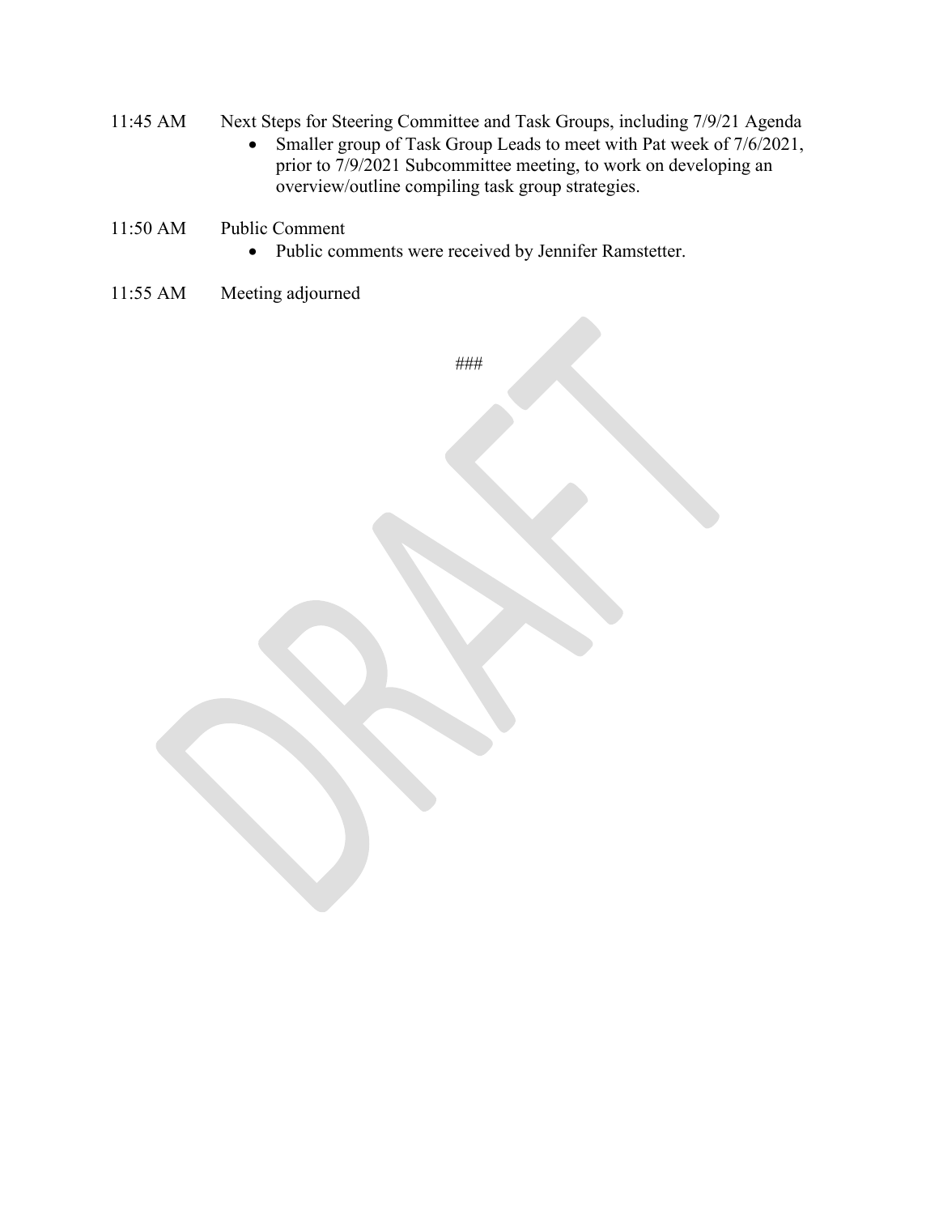11:45 AM Next Steps for Steering Committee and Task Groups, including 7/9/21 Agenda

- Smaller group of Task Group Leads to meet with Pat week of 7/6/2021, prior to 7/9/2021 Subcommittee meeting, to work on developing an overview/outline compiling task group strategies.

11:50 AM Public Comment

- Public comments were received by Jennifer Ramstetter.

11:55 AM Meeting adjourned

###